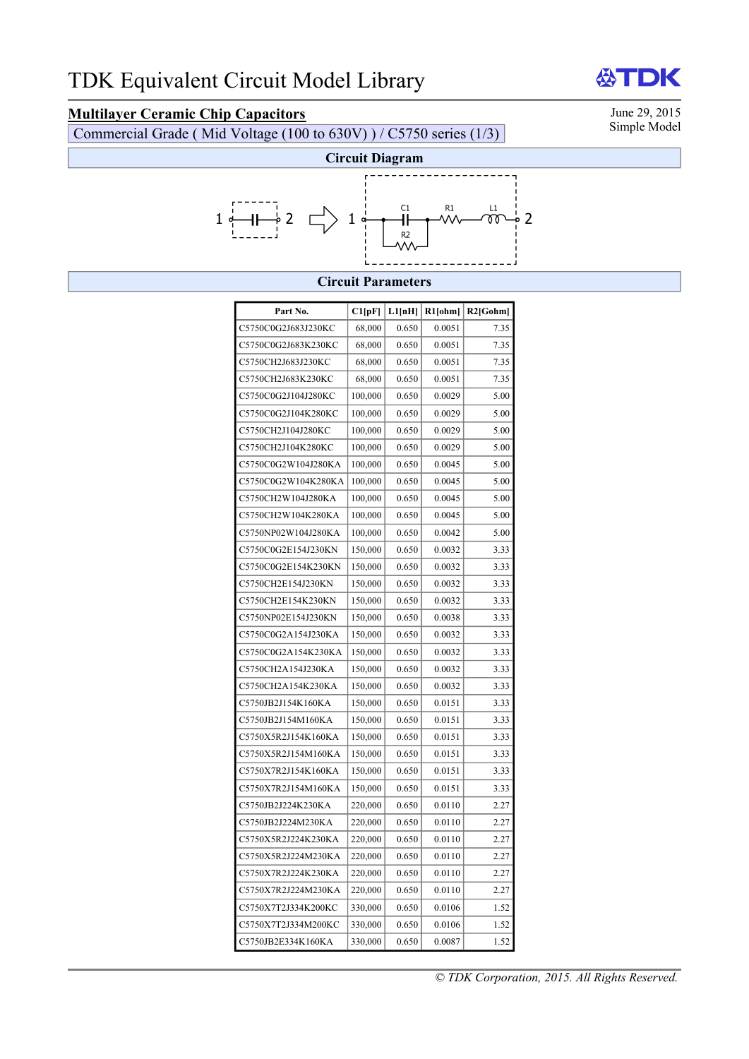# TDK Equivalent Circuit Model Library

TDK

## Multilayer Ceramic Chip Capacitors

June 29, 2015
Simple Model

Commercial Grade ( Mid Voltage (100 to 630V) ) / C5750 series (1/3)

### Circuit Diagram

1 —| |— 2 ⇨ 1 — C1 — R1 — L1 — 2 (R2 in parallel with C1)

### Circuit Parameters

| Part No. | C1[pF] | L1[nH] | R1[ohm] | R2[Gohm] |
|---|---|---|---|---|
| C5750C0G2J683J230KC | 68,000 | 0.650 | 0.0051 | 7.35 |
| C5750C0G2J683K230KC | 68,000 | 0.650 | 0.0051 | 7.35 |
| C5750CH2J683J230KC | 68,000 | 0.650 | 0.0051 | 7.35 |
| C5750CH2J683K230KC | 68,000 | 0.650 | 0.0051 | 7.35 |
| C5750C0G2J104J280KC | 100,000 | 0.650 | 0.0029 | 5.00 |
| C5750C0G2J104K280KC | 100,000 | 0.650 | 0.0029 | 5.00 |
| C5750CH2J104J280KC | 100,000 | 0.650 | 0.0029 | 5.00 |
| C5750CH2J104K280KC | 100,000 | 0.650 | 0.0029 | 5.00 |
| C5750C0G2W104J280KA | 100,000 | 0.650 | 0.0045 | 5.00 |
| C5750C0G2W104K280KA | 100,000 | 0.650 | 0.0045 | 5.00 |
| C5750CH2W104J280KA | 100,000 | 0.650 | 0.0045 | 5.00 |
| C5750CH2W104K280KA | 100,000 | 0.650 | 0.0045 | 5.00 |
| C5750NP02W104J280KA | 100,000 | 0.650 | 0.0042 | 5.00 |
| C5750C0G2E154J230KN | 150,000 | 0.650 | 0.0032 | 3.33 |
| C5750C0G2E154K230KN | 150,000 | 0.650 | 0.0032 | 3.33 |
| C5750CH2E154J230KN | 150,000 | 0.650 | 0.0032 | 3.33 |
| C5750CH2E154K230KN | 150,000 | 0.650 | 0.0032 | 3.33 |
| C5750NP02E154J230KN | 150,000 | 0.650 | 0.0038 | 3.33 |
| C5750C0G2A154J230KA | 150,000 | 0.650 | 0.0032 | 3.33 |
| C5750C0G2A154K230KA | 150,000 | 0.650 | 0.0032 | 3.33 |
| C5750CH2A154J230KA | 150,000 | 0.650 | 0.0032 | 3.33 |
| C5750CH2A154K230KA | 150,000 | 0.650 | 0.0032 | 3.33 |
| C5750JB2J154K160KA | 150,000 | 0.650 | 0.0151 | 3.33 |
| C5750JB2J154M160KA | 150,000 | 0.650 | 0.0151 | 3.33 |
| C5750X5R2J154K160KA | 150,000 | 0.650 | 0.0151 | 3.33 |
| C5750X5R2J154M160KA | 150,000 | 0.650 | 0.0151 | 3.33 |
| C5750X7R2J154K160KA | 150,000 | 0.650 | 0.0151 | 3.33 |
| C5750X7R2J154M160KA | 150,000 | 0.650 | 0.0151 | 3.33 |
| C5750JB2J224K230KA | 220,000 | 0.650 | 0.0110 | 2.27 |
| C5750JB2J224M230KA | 220,000 | 0.650 | 0.0110 | 2.27 |
| C5750X5R2J224K230KA | 220,000 | 0.650 | 0.0110 | 2.27 |
| C5750X5R2J224M230KA | 220,000 | 0.650 | 0.0110 | 2.27 |
| C5750X7R2J224K230KA | 220,000 | 0.650 | 0.0110 | 2.27 |
| C5750X7R2J224M230KA | 220,000 | 0.650 | 0.0110 | 2.27 |
| C5750X7T2J334K200KC | 330,000 | 0.650 | 0.0106 | 1.52 |
| C5750X7T2J334M200KC | 330,000 | 0.650 | 0.0106 | 1.52 |
| C5750JB2E334K160KA | 330,000 | 0.650 | 0.0087 | 1.52 |

*© TDK Corporation, 2015. All Rights Reserved.*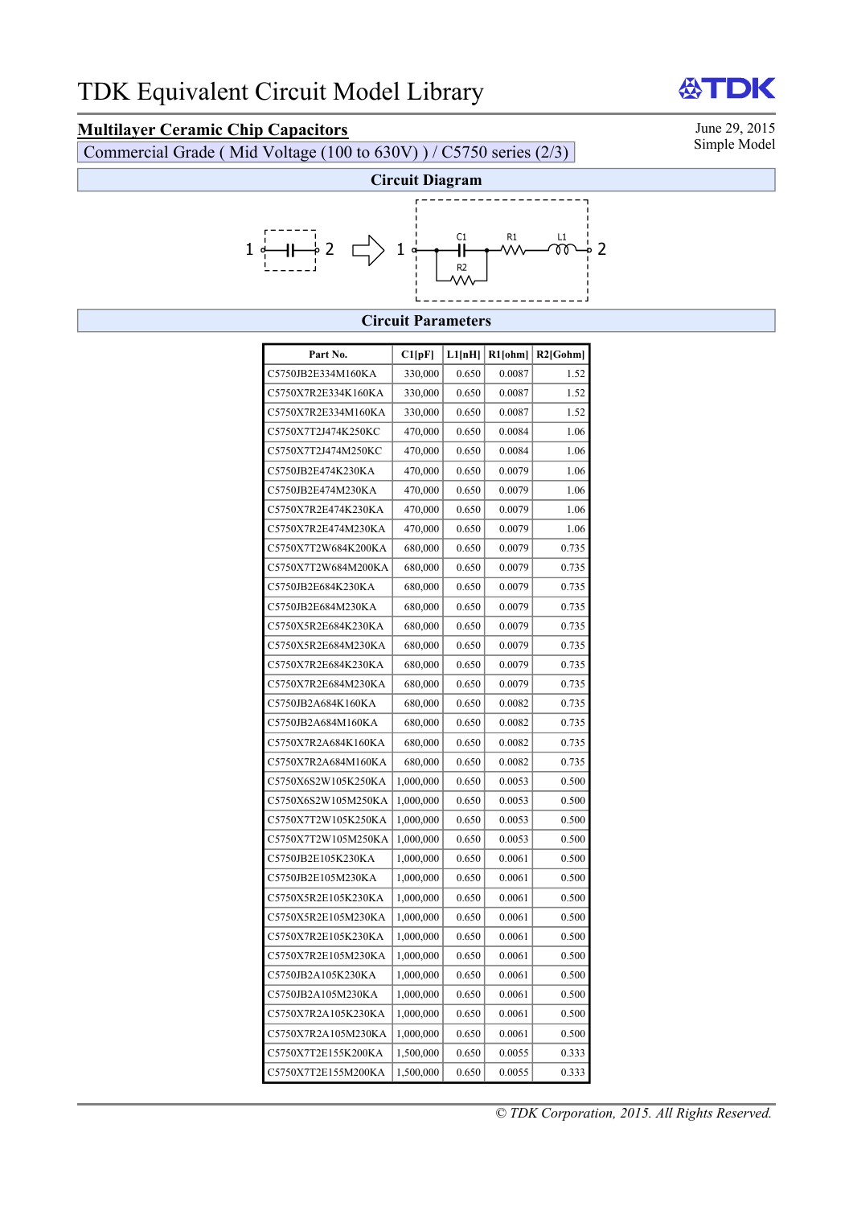# TDK Equivalent Circuit Model Library

June 29, 2015
Simple Model

## Multilayer Ceramic Chip Capacitors

Commercial Grade ( Mid Voltage (100 to 630V) ) / C5750 series (2/3)

### Circuit Diagram

1 —| |— 2 ⇨ 1 — C1 (parallel R2) — R1 — L1 — 2

### Circuit Parameters

| Part No. | C1[pF] | L1[nH] | R1[ohm] | R2[Gohm] |
|---|---|---|---|---|
| C5750JB2E334M160KA | 330,000 | 0.650 | 0.0087 | 1.52 |
| C5750X7R2E334K160KA | 330,000 | 0.650 | 0.0087 | 1.52 |
| C5750X7R2E334M160KA | 330,000 | 0.650 | 0.0087 | 1.52 |
| C5750X7T2J474K250KC | 470,000 | 0.650 | 0.0084 | 1.06 |
| C5750X7T2J474M250KC | 470,000 | 0.650 | 0.0084 | 1.06 |
| C5750JB2E474K230KA | 470,000 | 0.650 | 0.0079 | 1.06 |
| C5750JB2E474M230KA | 470,000 | 0.650 | 0.0079 | 1.06 |
| C5750X7R2E474K230KA | 470,000 | 0.650 | 0.0079 | 1.06 |
| C5750X7R2E474M230KA | 470,000 | 0.650 | 0.0079 | 1.06 |
| C5750X7T2W684K200KA | 680,000 | 0.650 | 0.0079 | 0.735 |
| C5750X7T2W684M200KA | 680,000 | 0.650 | 0.0079 | 0.735 |
| C5750JB2E684K230KA | 680,000 | 0.650 | 0.0079 | 0.735 |
| C5750JB2E684M230KA | 680,000 | 0.650 | 0.0079 | 0.735 |
| C5750X5R2E684K230KA | 680,000 | 0.650 | 0.0079 | 0.735 |
| C5750X5R2E684M230KA | 680,000 | 0.650 | 0.0079 | 0.735 |
| C5750X7R2E684K230KA | 680,000 | 0.650 | 0.0079 | 0.735 |
| C5750X7R2E684M230KA | 680,000 | 0.650 | 0.0079 | 0.735 |
| C5750JB2A684K160KA | 680,000 | 0.650 | 0.0082 | 0.735 |
| C5750JB2A684M160KA | 680,000 | 0.650 | 0.0082 | 0.735 |
| C5750X7R2A684K160KA | 680,000 | 0.650 | 0.0082 | 0.735 |
| C5750X7R2A684M160KA | 680,000 | 0.650 | 0.0082 | 0.735 |
| C5750X6S2W105K250KA | 1,000,000 | 0.650 | 0.0053 | 0.500 |
| C5750X6S2W105M250KA | 1,000,000 | 0.650 | 0.0053 | 0.500 |
| C5750X7T2W105K250KA | 1,000,000 | 0.650 | 0.0053 | 0.500 |
| C5750X7T2W105M250KA | 1,000,000 | 0.650 | 0.0053 | 0.500 |
| C5750JB2E105K230KA | 1,000,000 | 0.650 | 0.0061 | 0.500 |
| C5750JB2E105M230KA | 1,000,000 | 0.650 | 0.0061 | 0.500 |
| C5750X5R2E105K230KA | 1,000,000 | 0.650 | 0.0061 | 0.500 |
| C5750X5R2E105M230KA | 1,000,000 | 0.650 | 0.0061 | 0.500 |
| C5750X7R2E105K230KA | 1,000,000 | 0.650 | 0.0061 | 0.500 |
| C5750X7R2E105M230KA | 1,000,000 | 0.650 | 0.0061 | 0.500 |
| C5750JB2A105K230KA | 1,000,000 | 0.650 | 0.0061 | 0.500 |
| C5750JB2A105M230KA | 1,000,000 | 0.650 | 0.0061 | 0.500 |
| C5750X7R2A105K230KA | 1,000,000 | 0.650 | 0.0061 | 0.500 |
| C5750X7R2A105M230KA | 1,000,000 | 0.650 | 0.0061 | 0.500 |
| C5750X7T2E155K200KA | 1,500,000 | 0.650 | 0.0055 | 0.333 |
| C5750X7T2E155M200KA | 1,500,000 | 0.650 | 0.0055 | 0.333 |

*© TDK Corporation, 2015. All Rights Reserved.*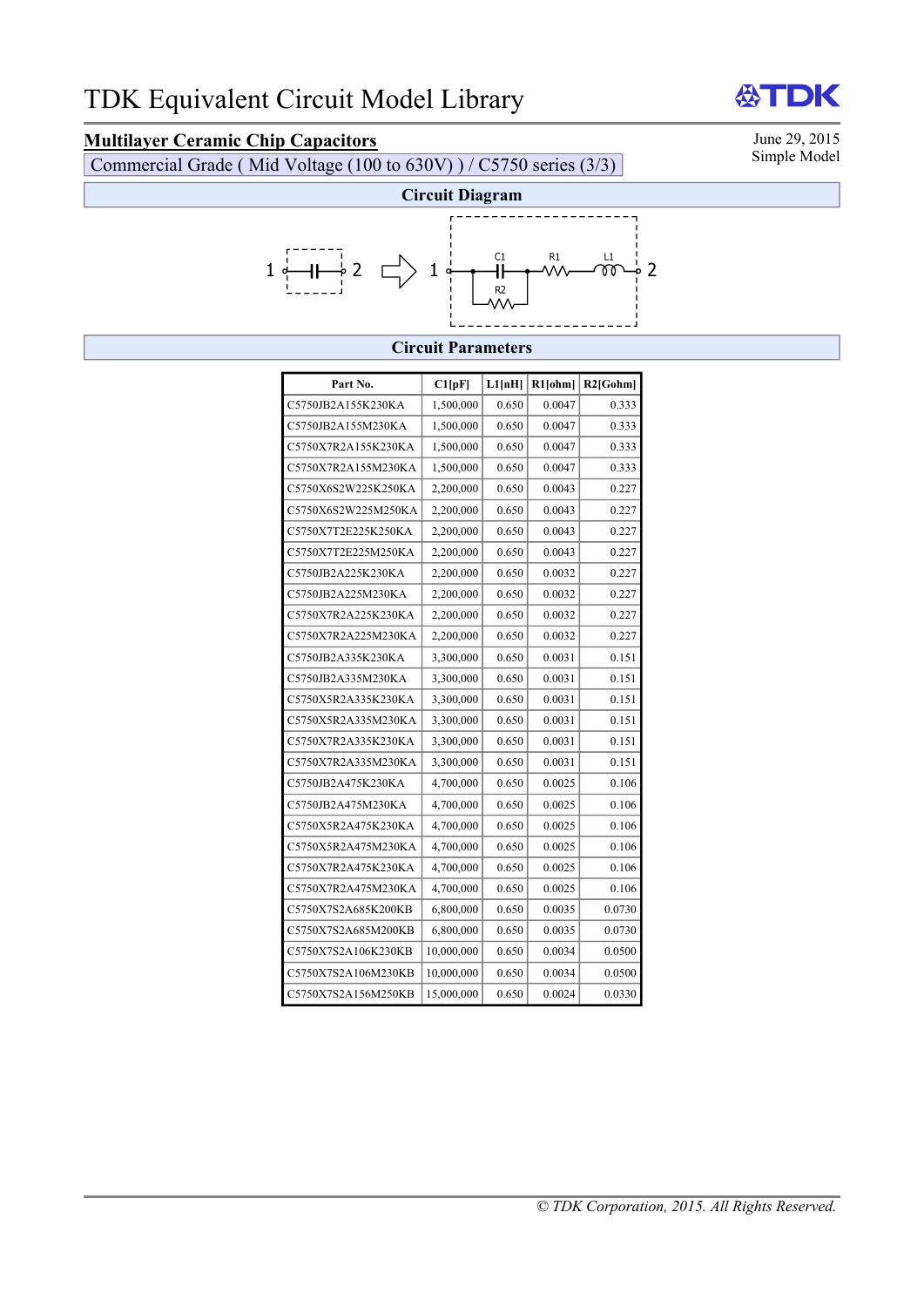# TDK Equivalent Circuit Model Library

## Multilayer Ceramic Chip Capacitors

Commercial Grade ( Mid Voltage (100 to 630V) ) / C5750 series (3/3)

June 29, 2015
Simple Model

### Circuit Diagram

1 —| |— 2 ⇨ 1 — C1 — R1 — L1 — 2 (R2 in parallel with C1)

### Circuit Parameters

| Part No. | C1[pF] | L1[nH] | R1[ohm] | R2[Gohm] |
|---|---|---|---|---|
| C5750JB2A155K230KA | 1,500,000 | 0.650 | 0.0047 | 0.333 |
| C5750JB2A155M230KA | 1,500,000 | 0.650 | 0.0047 | 0.333 |
| C5750X7R2A155K230KA | 1,500,000 | 0.650 | 0.0047 | 0.333 |
| C5750X7R2A155M230KA | 1,500,000 | 0.650 | 0.0047 | 0.333 |
| C5750X6S2W225K250KA | 2,200,000 | 0.650 | 0.0043 | 0.227 |
| C5750X6S2W225M250KA | 2,200,000 | 0.650 | 0.0043 | 0.227 |
| C5750X7T2E225K250KA | 2,200,000 | 0.650 | 0.0043 | 0.227 |
| C5750X7T2E225M250KA | 2,200,000 | 0.650 | 0.0043 | 0.227 |
| C5750JB2A225K230KA | 2,200,000 | 0.650 | 0.0032 | 0.227 |
| C5750JB2A225M230KA | 2,200,000 | 0.650 | 0.0032 | 0.227 |
| C5750X7R2A225K230KA | 2,200,000 | 0.650 | 0.0032 | 0.227 |
| C5750X7R2A225M230KA | 2,200,000 | 0.650 | 0.0032 | 0.227 |
| C5750JB2A335K230KA | 3,300,000 | 0.650 | 0.0031 | 0.151 |
| C5750JB2A335M230KA | 3,300,000 | 0.650 | 0.0031 | 0.151 |
| C5750X5R2A335K230KA | 3,300,000 | 0.650 | 0.0031 | 0.151 |
| C5750X5R2A335M230KA | 3,300,000 | 0.650 | 0.0031 | 0.151 |
| C5750X7R2A335K230KA | 3,300,000 | 0.650 | 0.0031 | 0.151 |
| C5750X7R2A335M230KA | 3,300,000 | 0.650 | 0.0031 | 0.151 |
| C5750JB2A475K230KA | 4,700,000 | 0.650 | 0.0025 | 0.106 |
| C5750JB2A475M230KA | 4,700,000 | 0.650 | 0.0025 | 0.106 |
| C5750X5R2A475K230KA | 4,700,000 | 0.650 | 0.0025 | 0.106 |
| C5750X5R2A475M230KA | 4,700,000 | 0.650 | 0.0025 | 0.106 |
| C5750X7R2A475K230KA | 4,700,000 | 0.650 | 0.0025 | 0.106 |
| C5750X7R2A475M230KA | 4,700,000 | 0.650 | 0.0025 | 0.106 |
| C5750X7S2A685K200KB | 6,800,000 | 0.650 | 0.0035 | 0.0730 |
| C5750X7S2A685M200KB | 6,800,000 | 0.650 | 0.0035 | 0.0730 |
| C5750X7S2A106K230KB | 10,000,000 | 0.650 | 0.0034 | 0.0500 |
| C5750X7S2A106M230KB | 10,000,000 | 0.650 | 0.0034 | 0.0500 |
| C5750X7S2A156M250KB | 15,000,000 | 0.650 | 0.0024 | 0.0330 |

*© TDK Corporation, 2015. All Rights Reserved.*